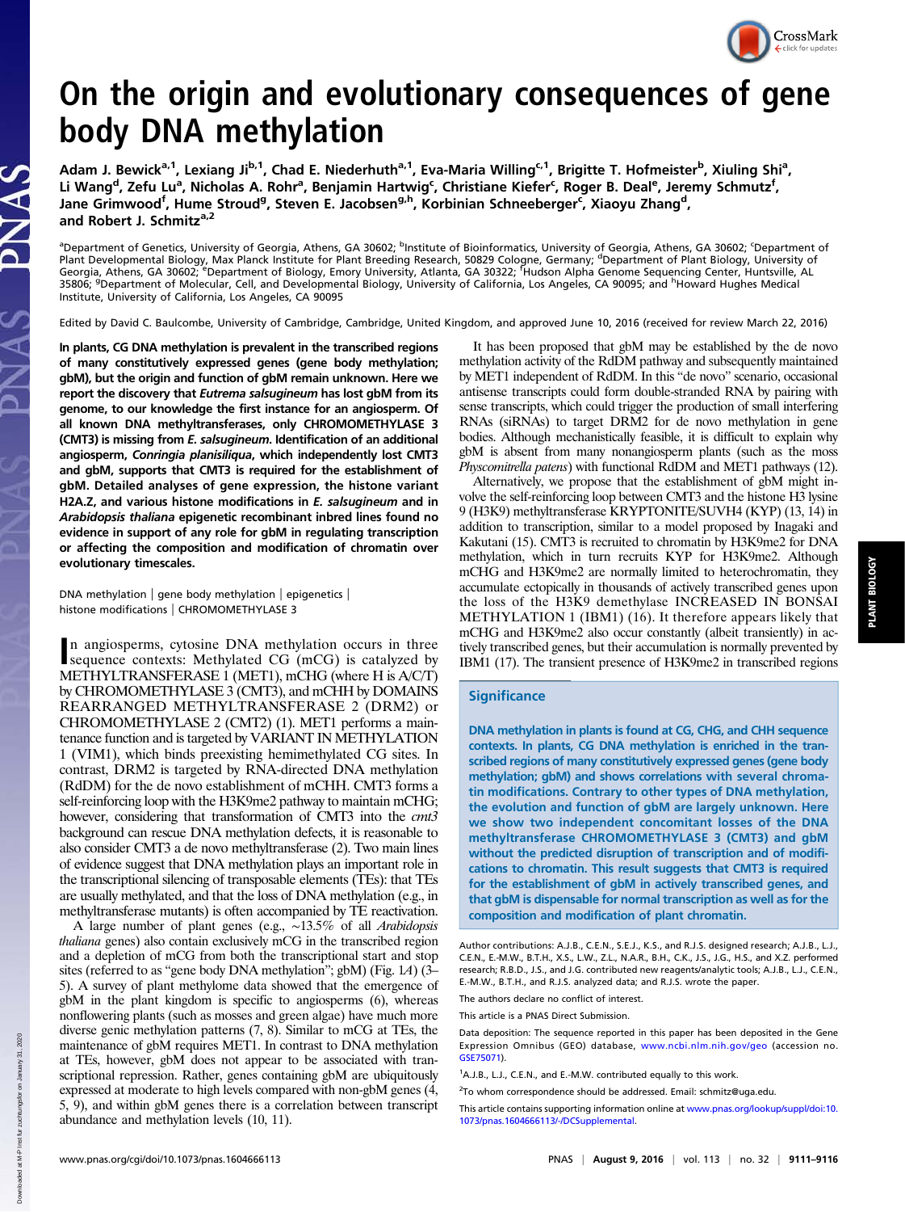# On the origin and evolutionary consequences of gene body DNA methylation

Adam J. Bewick[a,1], Lexiang Ji[b,1], Chad E. Niederhuth[a,1], Eva-Maria Willing[c,1], Brigitte T. Hofmeister[b], Xiuling Shi[a], Li Wang[d], Zefu Lu[a], Nicholas A. Rohr[a], Benjamin Hartwig[c], Christiane Kiefer[c], Roger B. Deal[e], Jeremy Schmutz[f], Jane Grimwood[f], Hume Stroud[g], Steven E. Jacobsen[g,h], Korbinian Schneeberger[c], Xiaoyu Zhang[d], and Robert J. Schmitz[a,2]

[a]Department of Genetics, University of Georgia, Athens, GA 30602; [b]Institute of Bioinformatics, University of Georgia, Athens, GA 30602; [c]Department of Plant Developmental Biology, Max Planck Institute for Plant Breeding Research, 50829 Cologne, Germany; [d]Department of Plant Biology, University of Georgia, Athens, GA 30602; [e]Department of Biology, Emory University, Atlanta, GA 30322; [f]Hudson Alpha Genome Sequencing Center, Huntsville, AL 35806; [g]Department of Molecular, Cell, and Developmental Biology, University of California, Los Angeles, CA 90095; and [h]Howard Hughes Medical Institute, University of California, Los Angeles, CA 90095

Edited by David C. Baulcombe, University of Cambridge, Cambridge, United Kingdom, and approved June 10, 2016 (received for review March 22, 2016)

**In plants, CG DNA methylation is prevalent in the transcribed regions of many constitutively expressed genes (gene body methylation; gbM), but the origin and function of gbM remain unknown. Here we report the discovery that *Eutrema salsugineum* has lost gbM from its genome, to our knowledge the first instance for an angiosperm. Of all known DNA methyltransferases, only CHROMOMETHYLASE 3 (CMT3) is missing from *E. salsugineum*. Identification of an additional angiosperm, *Conringia planisiliqua*, which independently lost CMT3 and gbM, supports that CMT3 is required for the establishment of gbM. Detailed analyses of gene expression, the histone variant H2A.Z, and various histone modifications in *E. salsugineum* and in *Arabidopsis thaliana* epigenetic recombinant inbred lines found no evidence in support of any role for gbM in regulating transcription or affecting the composition and modification of chromatin over evolutionary timescales.**

DNA methylation | gene body methylation | epigenetics | histone modifications | CHROMOMETHYLASE 3

In angiosperms, cytosine DNA methylation occurs in three sequence contexts: Methylated CG (mCG) is catalyzed by METHYLTRANSFERASE 1 (MET1), mCHG (where H is A/C/T) by CHROMOMETHYLASE 3 (CMT3), and mCHH by DOMAINS REARRANGED METHYLTRANSFERASE 2 (DRM2) or CHROMOMETHYLASE 2 (CMT2) (1). MET1 performs a maintenance function and is targeted by VARIANT IN METHYLATION 1 (VIM1), which binds preexisting hemimethylated CG sites. In contrast, DRM2 is targeted by RNA-directed DNA methylation (RdDM) for the de novo establishment of mCHH. CMT3 forms a self-reinforcing loop with the H3K9me2 pathway to maintain mCHG; however, considering that transformation of CMT3 into the *cmt3* background can rescue DNA methylation defects, it is reasonable to also consider CMT3 a de novo methyltransferase (2). Two main lines of evidence suggest that DNA methylation plays an important role in the transcriptional silencing of transposable elements (TEs): that TEs are usually methylated, and that the loss of DNA methylation (e.g., in methyltransferase mutants) is often accompanied by TE reactivation.

A large number of plant genes (e.g., ~13.5% of all *Arabidopsis thaliana* genes) also contain exclusively mCG in the transcribed region and a depletion of mCG from both the transcriptional start and stop sites (referred to as "gene body DNA methylation"; gbM) (Fig. 1*A*) (3–5). A survey of plant methylome data showed that the emergence of gbM in the plant kingdom is specific to angiosperms (6), whereas nonflowering plants (such as mosses and green algae) have much more diverse genic methylation patterns (7, 8). Similar to mCG at TEs, the maintenance of gbM requires MET1. In contrast to DNA methylation at TEs, however, gbM does not appear to be associated with transcriptional repression. Rather, genes containing gbM are ubiquitously expressed at moderate to high levels compared with non-gbM genes (4, 5, 9), and within gbM genes there is a correlation between transcript abundance and methylation levels (10, 11).

It has been proposed that gbM may be established by the de novo methylation activity of the RdDM pathway and subsequently maintained by MET1 independent of RdDM. In this "de novo" scenario, occasional antisense transcripts could form double-stranded RNA by pairing with sense transcripts, which could trigger the production of small interfering RNAs (siRNAs) to target DRM2 for de novo methylation in gene bodies. Although mechanistically feasible, it is difficult to explain why gbM is absent from many nonangiosperm plants (such as the moss *Physcomitrella patens*) with functional RdDM and MET1 pathways (12).

Alternatively, we propose that the establishment of gbM might involve the self-reinforcing loop between CMT3 and the histone H3 lysine 9 (H3K9) methyltransferase KRYPTONITE/SUVH4 (KYP) (13, 14) in addition to transcription, similar to a model proposed by Inagaki and Kakutani (15). CMT3 is recruited to chromatin by H3K9me2 for DNA methylation, which in turn recruits KYP for H3K9me2. Although mCHG and H3K9me2 are normally limited to heterochromatin, they accumulate ectopically in thousands of actively transcribed genes upon the loss of the H3K9 demethylase INCREASED IN BONSAI METHYLATION 1 (IBM1) (16). It therefore appears likely that mCHG and H3K9me2 also occur constantly (albeit transiently) in actively transcribed genes, but their accumulation is normally prevented by IBM1 (17). The transient presence of H3K9me2 in transcribed regions

## Significance

DNA methylation in plants is found at CG, CHG, and CHH sequence contexts. In plants, CG DNA methylation is enriched in the transcribed regions of many constitutively expressed genes (gene body methylation; gbM) and shows correlations with several chromatin modifications. Contrary to other types of DNA methylation, the evolution and function of gbM are largely unknown. Here we show two independent concomitant losses of the DNA methyltransferase CHROMOMETHYLASE 3 (CMT3) and gbM without the predicted disruption of transcription and of modifications to chromatin. This result suggests that CMT3 is required for the establishment of gbM in actively transcribed genes, and that gbM is dispensable for normal transcription as well as for the composition and modification of plant chromatin.

Author contributions: A.J.B., C.E.N., S.E.J., K.S., and R.J.S. designed research; A.J.B., L.J., C.E.N., E.-M.W., B.T.H., X.S., L.W., Z.L., N.A.R., B.H., C.K., J.S., J.G., H.S., and X.Z. performed research; R.B.D., J.S., and J.G. contributed new reagents/analytic tools; A.J.B., L.J., C.E.N., E.-M.W., B.T.H., and R.J.S. analyzed data; and R.J.S. wrote the paper.

The authors declare no conflict of interest.

This article is a PNAS Direct Submission.

Data deposition: The sequence reported in this paper has been deposited in the Gene Expression Omnibus (GEO) database, www.ncbi.nlm.nih.gov/geo (accession no. GSE75071).

[1]A.J.B., L.J., C.E.N., and E.-M.W. contributed equally to this work.

[2]To whom correspondence should be addressed. Email: schmitz@uga.edu.

This article contains supporting information online at www.pnas.org/lookup/suppl/doi:10.1073/pnas.1604666113/-/DCSupplemental.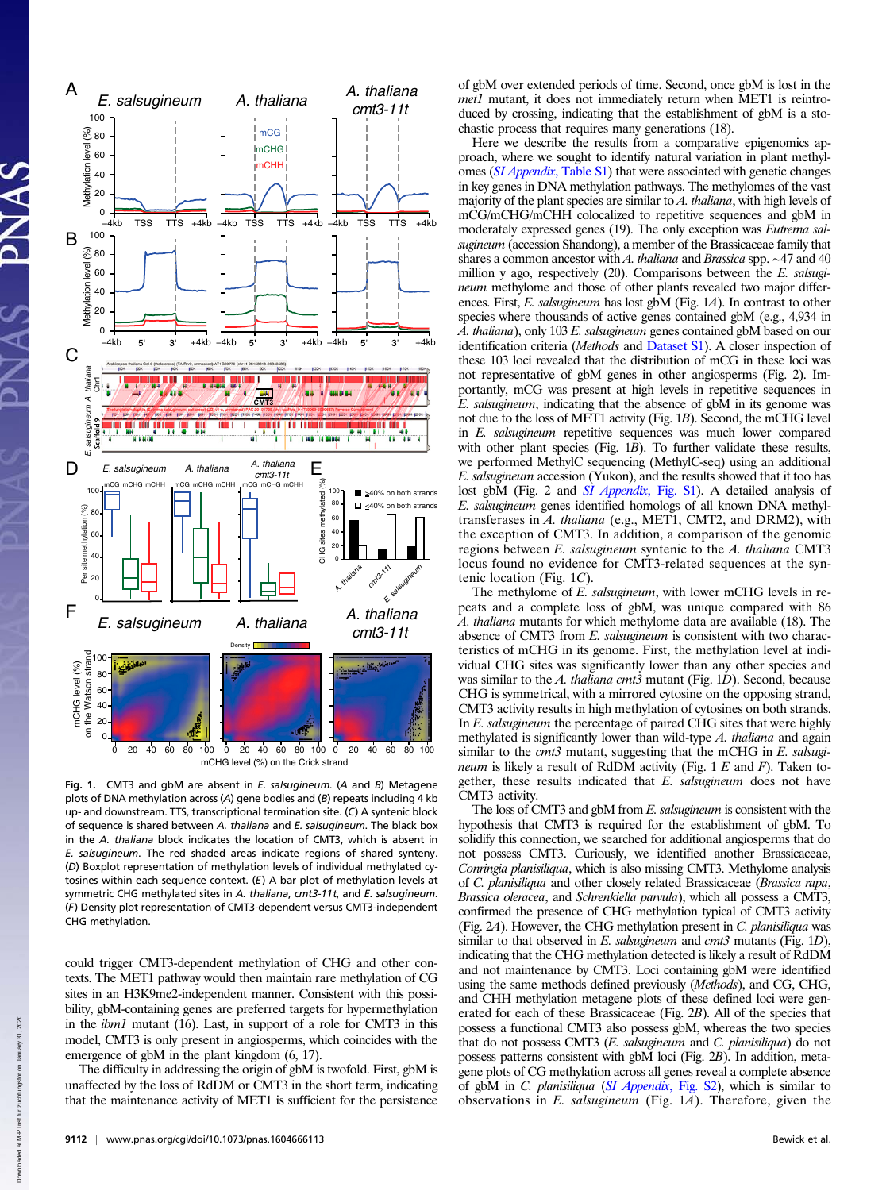**Fig. 1.** CMT3 and gbM are absent in *E. salsugineum*. (*A* and *B*) Metagene plots of DNA methylation across (*A*) gene bodies and (*B*) repeats including 4 kb up- and downstream. TTS, transcriptional termination site. (*C*) A syntenic block of sequence is shared between *A. thaliana* and *E. salsugineum*. The black box in the *A. thaliana* block indicates the location of CMT3, which is absent in *E. salsugineum*. The red shaded areas indicate regions of shared synteny. (*D*) Boxplot representation of methylation levels of individual methylated cytosines within each sequence context. (*E*) A bar plot of methylation levels at symmetric CHG methylated sites in *A. thaliana*, *cmt3-11t*, and *E. salsugineum*. (*F*) Density plot representation of CMT3-dependent versus CMT3-independent CHG methylation.

could trigger CMT3-dependent methylation of CHG and other contexts. The MET1 pathway would then maintain rare methylation of CG sites in an H3K9me2-independent manner. Consistent with this possibility, gbM-containing genes are preferred targets for hypermethylation in the *ibm1* mutant (16). Last, in support of a role for CMT3 in this model, CMT3 is only present in angiosperms, which coincides with the emergence of gbM in the plant kingdom (6, 17).

The difficulty in addressing the origin of gbM is twofold. First, gbM is unaffected by the loss of RdDM or CMT3 in the short term, indicating that the maintenance activity of MET1 is sufficient for the persistence of gbM over extended periods of time. Second, once gbM is lost in the *met1* mutant, it does not immediately return when MET1 is reintroduced by crossing, indicating that the establishment of gbM is a stochastic process that requires many generations (18).

Here we describe the results from a comparative epigenomics approach, where we sought to identify natural variation in plant methylomes (*SI Appendix*, Table S1) that were associated with genetic changes in key genes in DNA methylation pathways. The methylomes of the vast majority of the plant species are similar to *A. thaliana*, with high levels of mCG/mCHG/mCHH colocalized to repetitive sequences and gbM in moderately expressed genes (19). The only exception was *Eutrema salsugineum* (accession Shandong), a member of the Brassicaceae family that shares a common ancestor with *A. thaliana* and *Brassica* spp. ∼47 and 40 million y ago, respectively (20). Comparisons between the *E. salsugineum* methylome and those of other plants revealed two major differences. First, *E. salsugineum* has lost gbM (Fig. 1*A*). In contrast to other species where thousands of active genes contained gbM (e.g., 4,934 in *A. thaliana*), only 103 *E. salsugineum* genes contained gbM based on our identification criteria (*Methods* and Dataset S1). A closer inspection of these 103 loci revealed that the distribution of mCG in these loci was not representative of gbM genes in other angiosperms (Fig. 2). Importantly, mCG was present at high levels in repetitive sequences in *E. salsugineum*, indicating that the absence of gbM in its genome was not due to the loss of MET1 activity (Fig. 1*B*). Second, the mCHG level in *E. salsugineum* repetitive sequences was much lower compared with other plant species (Fig. 1*B*). To further validate these results, we performed MethylC sequencing (MethylC-seq) using an additional *E. salsugineum* accession (Yukon), and the results showed that it too has lost gbM (Fig. 2 and *SI Appendix*, Fig. S1). A detailed analysis of *E. salsugineum* genes identified homologs of all known DNA methyltransferases in *A. thaliana* (e.g., MET1, CMT2, and DRM2), with the exception of CMT3. In addition, a comparison of the genomic regions between *E. salsugineum* syntenic to the *A. thaliana* CMT3 locus found no evidence for CMT3-related sequences at the syntenic location (Fig. 1*C*).

The methylome of *E. salsugineum*, with lower mCHG levels in repeats and a complete loss of gbM, was unique compared with 86 *A. thaliana* mutants for which methylome data are available (18). The absence of CMT3 from *E. salsugineum* is consistent with two characteristics of mCHG in its genome. First, the methylation level at individual CHG sites was significantly lower than any other species and was similar to the *A. thaliana cmt3* mutant (Fig. 1*D*). Second, because CHG is symmetrical, with a mirrored cytosine on the opposing strand, CMT3 activity results in high methylation of cytosines on both strands. In *E. salsugineum* the percentage of paired CHG sites that were highly methylated is significantly lower than wild-type *A. thaliana* and again similar to the *cmt3* mutant, suggesting that the mCHG in *E. salsugineum* is likely a result of RdDM activity (Fig. 1 *E* and *F*). Taken together, these results indicated that *E. salsugineum* does not have CMT3 activity.

The loss of CMT3 and gbM from *E. salsugineum* is consistent with the hypothesis that CMT3 is required for the establishment of gbM. To solidify this connection, we searched for additional angiosperms that do not possess CMT3. Curiously, we identified another Brassicaceae, *Conringia planisiliqua*, which is also missing CMT3. Methylome analysis of *C. planisiliqua* and other closely related Brassicaceae (*Brassica rapa*, *Brassica oleracea*, and *Schrenkiella parvula*), which all possess a CMT3, confirmed the presence of CHG methylation typical of CMT3 activity (Fig. 2*A*). However, the CHG methylation present in *C. planisiliqua* was similar to that observed in *E. salsugineum* and *cmt3* mutants (Fig. 1*D*), indicating that the CHG methylation detected is likely a result of RdDM and not maintenance by CMT3. Loci containing gbM were identified using the same methods defined previously (*Methods*), and CG, CHG, and CHH methylation metagene plots of these defined loci were generated for each of these Brassicaceae (Fig. 2*B*). All of the species that possess a functional CMT3 also possess gbM, whereas the two species that do not possess CMT3 (*E. salsugineum* and *C. planisiliqua*) do not possess patterns consistent with gbM loci (Fig. 2*B*). In addition, metagene plots of CG methylation across all genes reveal a complete absence of gbM in *C. planisiliqua* (*SI Appendix*, Fig. S2), which is similar to observations in *E. salsugineum* (Fig. 1*A*). Therefore, given the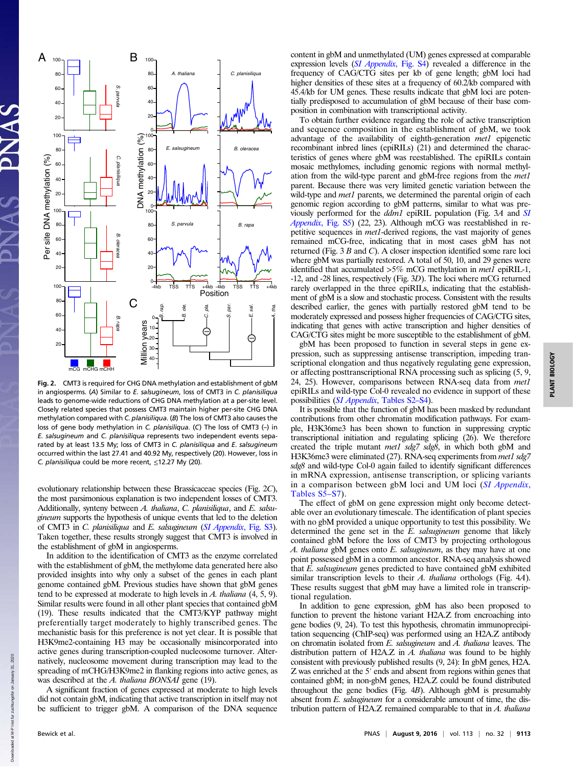**Fig. 2.** CMT3 is required for CHG DNA methylation and establishment of gbM in angiosperms. (*A*) Similar to *E. salsugineum*, loss of CMT3 in *C. planisiliqua* leads to genome-wide reductions of CHG DNA methylation at a per-site level. Closely related species that possess CMT3 maintain higher per-site CHG DNA methylation compared with *C. planisiliqua*. (*B*) The loss of CMT3 also causes the loss of gene body methylation in *C. planisiliqua*. (*C*) The loss of CMT3 (–) in *E. salsugineum* and *C. planisiliqua* represents two independent events separated by at least 13.5 My; loss of CMT3 in *C. planisiliqua* and *E. salsugineum* occurred within the last 27.41 and 40.92 My, respectively (20). However, loss in *C. planisiliqua* could be more recent, ≤12.27 My (20).

evolutionary relationship between these Brassicaceae species (Fig. 2*C*), the most parsimonious explanation is two independent losses of CMT3. Additionally, synteny between *A. thaliana*, *C. planisiliqua*, and *E. salsugineum* supports the hypothesis of unique events that led to the deletion of CMT3 in *C. planisiliqua* and *E. salsugineum* (*SI Appendix*, Fig. S3). Taken together, these results strongly suggest that CMT3 is involved in the establishment of gbM in angiosperms.

In addition to the identification of CMT3 as the enzyme correlated with the establishment of gbM, the methylome data generated here also provided insights into why only a subset of the genes in each plant genome contained gbM. Previous studies have shown that gbM genes tend to be expressed at moderate to high levels in *A. thaliana* (4, 5, 9). Similar results were found in all other plant species that contained gbM (19). These results indicated that the CMT3/KYP pathway might preferentially target moderately to highly transcribed genes. The mechanistic basis for this preference is not yet clear. It is possible that H3K9me2-containing H3 may be occasionally misincorporated into active genes during transcription-coupled nucleosome turnover. Alternatively, nucleosome movement during transcription may lead to the spreading of mCHG/H3K9me2 in flanking regions into active genes, as was described at the *A. thaliana BONSAI* gene (19).

A significant fraction of genes expressed at moderate to high levels did not contain gbM, indicating that active transcription in itself may not be sufficient to trigger gbM. A comparison of the DNA sequence content in gbM and unmethylated (UM) genes expressed at comparable expression levels (*SI Appendix*, Fig. S4) revealed a difference in the frequency of CAG/CTG sites per kb of gene length; gbM loci had higher densities of these sites at a frequency of 60.2/kb compared with 45.4/kb for UM genes. These results indicate that gbM loci are potentially predisposed to accumulation of gbM because of their base composition in combination with transcriptional activity.

To obtain further evidence regarding the role of active transcription and sequence composition in the establishment of gbM, we took advantage of the availability of eighth-generation *met1* epigenetic recombinant inbred lines (epiRILs) (21) and determined the characteristics of genes where gbM was reestablished. The epiRILs contain mosaic methylomes, including genomic regions with normal methylation from the wild-type parent and gbM-free regions from the *met1* parent. Because there was very limited genetic variation between the wild-type and *met1* parents, we determined the parental origin of each genomic region according to gbM patterns, similar to what was previously performed for the *ddm1* epiRIL population (Fig. 3*A* and *SI Appendix*, Fig. S5) (22, 23). Although mCG was reestablished in repetitive sequences in *met1*-derived regions, the vast majority of genes remained mCG-free, indicating that in most cases gbM has not returned (Fig. 3 *B* and *C*). A closer inspection identified some rare loci where gbM was partially restored. A total of 50, 10, and 29 genes were identified that accumulated >5% mCG methylation in *met1* epiRIL-1, -12, and -28 lines, respectively (Fig. 3*D*). The loci where mCG returned rarely overlapped in the three epiRILs, indicating that the establishment of gbM is a slow and stochastic process. Consistent with the results described earlier, the genes with partially restored gbM tend to be moderately expressed and possess higher frequencies of CAG/CTG sites, indicating that genes with active transcription and higher densities of CAG/CTG sites might be more susceptible to the establishment of gbM.

gbM has been proposed to function in several steps in gene expression, such as suppressing antisense transcription, impeding transcriptional elongation and thus negatively regulating gene expression, or affecting posttranscriptional RNA processing such as splicing (5, 9, 24, 25). However, comparisons between RNA-seq data from *met1* epiRILs and wild-type Col-0 revealed no evidence in support of these possibilities (*SI Appendix*, Tables S2–S4).

It is possible that the function of gbM has been masked by redundant contributions from other chromatin modification pathways. For example, H3K36me3 has been shown to function in suppressing cryptic transcriptional initiation and regulating splicing (26). We therefore created the triple mutant *met1 sdg7 sdg8*, in which both gbM and H3K36me3 were eliminated (27). RNA-seq experiments from *met1 sdg7 sdg8* and wild-type Col-0 again failed to identify significant differences in mRNA expression, antisense transcription, or splicing variants in a comparison between gbM loci and UM loci (*SI Appendix*, Tables S5–S7).

The effect of gbM on gene expression might only become detectable over an evolutionary timescale. The identification of plant species with no gbM provided a unique opportunity to test this possibility. We determined the gene set in the *E. salsugineum* genome that likely contained gbM before the loss of CMT3 by projecting orthologous *A. thaliana* gbM genes onto *E. salsugineum*, as they may have at one point possessed gbM in a common ancestor. RNA-seq analysis showed that *E. salsugineum* genes predicted to have contained gbM exhibited similar transcription levels to their *A. thaliana* orthologs (Fig. 4*A*). These results suggest that gbM may have a limited role in transcriptional regulation.

In addition to gene expression, gbM has also been proposed to function to prevent the histone variant H2A.Z from encroaching into gene bodies (9, 24). To test this hypothesis, chromatin immunoprecipitation sequencing (ChIP-seq) was performed using an H2A.Z antibody on chromatin isolated from *E. salsugineum* and *A. thaliana* leaves. The distribution pattern of H2A.Z in *A. thaliana* was found to be highly consistent with previously published results (9, 24): In gbM genes, H2A.Z was enriched at the 5′ ends and absent from regions within genes that contained gbM; in non-gbM genes, H2A.Z could be found distributed throughout the gene bodies (Fig. 4*B*). Although gbM is presumably absent from *E. salsugineum* for a considerable amount of time, the distribution pattern of H2A.Z remained comparable to that in *A. thaliana*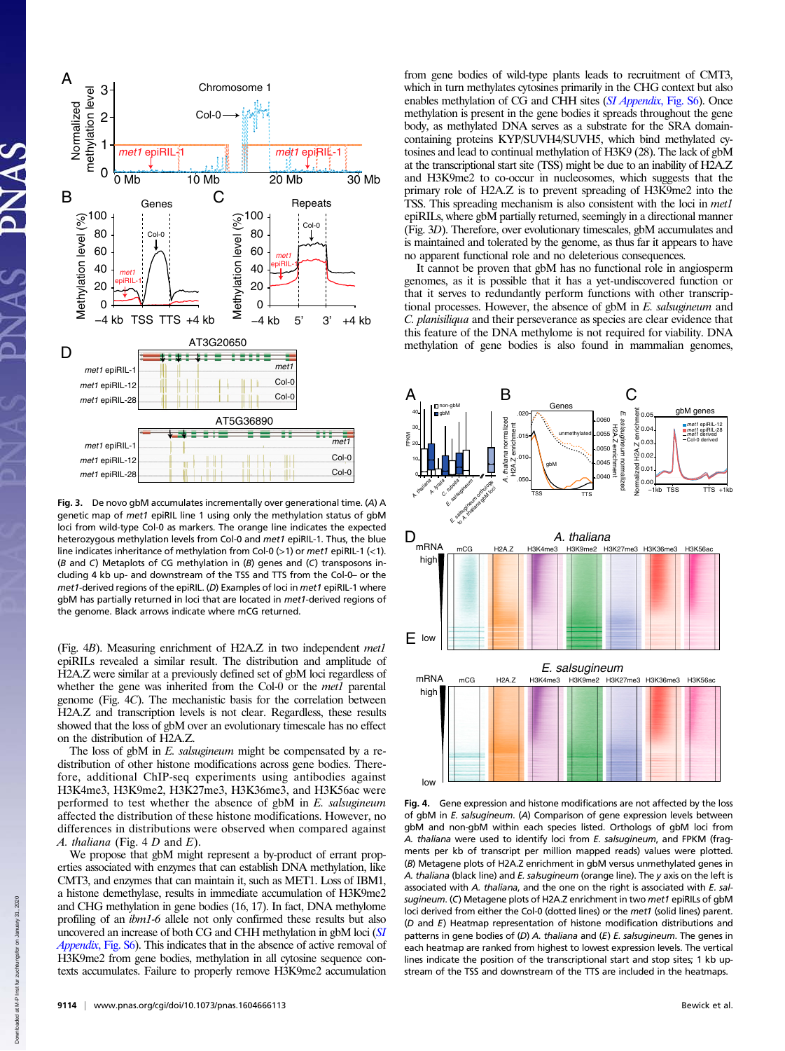**Fig. 3.** De novo gbM accumulates incrementally over generational time. (*A*) A genetic map of *met1* epiRIL line 1 using the methylation status of gbM loci from wild-type Col-0 as markers. The orange line indicates the expected heterozygous methylation levels from Col-0 and *met1* epiRIL-1. Thus, the blue line indicates inheritance of methylation from Col-0 (>1) or *met1* epiRIL-1 (<1). (*B* and *C*) Metaplots of CG methylation in (*B*) genes and (*C*) transposons including 4 kb up- and downstream of the TSS and TTS from the Col-0– or the *met1*-derived regions of the epiRIL. (*D*) Examples of loci in *met1* epiRIL-1 where gbM has partially returned in loci that are located in *met1*-derived regions of the genome. Black arrows indicate where mCG returned.

(Fig. 4*B*). Measuring enrichment of H2A.Z in two independent *met1* epiRILs revealed a similar result. The distribution and amplitude of H2A.Z were similar at a previously defined set of gbM loci regardless of whether the gene was inherited from the Col-0 or the *met1* parental genome (Fig. 4*C*). The mechanistic basis for the correlation between H2A.Z and transcription levels is not clear. Regardless, these results showed that the loss of gbM over an evolutionary timescale has no effect on the distribution of H2A.Z.

The loss of gbM in *E. salsugineum* might be compensated by a redistribution of other histone modifications across gene bodies. Therefore, additional ChIP-seq experiments using antibodies against H3K4me3, H3K9me2, H3K27me3, H3K36me3, and H3K56ac were performed to test whether the absence of gbM in *E. salsugineum* affected the distribution of these histone modifications. However, no differences in distributions were observed when compared against *A. thaliana* (Fig. 4 *D* and *E*).

We propose that gbM might represent a by-product of errant properties associated with enzymes that can establish DNA methylation, like CMT3, and enzymes that can maintain it, such as MET1. Loss of IBM1, a histone demethylase, results in immediate accumulation of H3K9me2 and CHG methylation in gene bodies (16, 17). In fact, DNA methylome profiling of an *ibm1-6* allele not only confirmed these results but also uncovered an increase of both CG and CHH methylation in gbM loci (*SI Appendix*, Fig. S6). This indicates that in the absence of active removal of H3K9me2 from gene bodies, methylation in all cytosine sequence contexts accumulates. Failure to properly remove H3K9me2 accumulation from gene bodies of wild-type plants leads to recruitment of CMT3, which in turn methylates cytosines primarily in the CHG context but also enables methylation of CG and CHH sites (*SI Appendix*, Fig. S6). Once methylation is present in the gene bodies it spreads throughout the gene body, as methylated DNA serves as a substrate for the SRA domain-containing proteins KYP/SUVH4/SUVH5, which bind methylated cytosines and lead to continual methylation of H3K9 (28). The lack of gbM at the transcriptional start site (TSS) might be due to an inability of H2A.Z and H3K9me2 to co-occur in nucleosomes, which suggests that the primary role of H2A.Z is to prevent spreading of H3K9me2 into the TSS. This spreading mechanism is also consistent with the loci in *met1* epiRILs, where gbM partially returned, seemingly in a directional manner (Fig. 3*D*). Therefore, over evolutionary timescales, gbM accumulates and is maintained and tolerated by the genome, as thus far it appears to have no apparent functional role and no deleterious consequences.

It cannot be proven that gbM has no functional role in angiosperm genomes, as it is possible that it has a yet-undiscovered function or that it serves to redundantly perform functions with other transcriptional processes. However, the absence of gbM in *E. salsugineum* and *C. planisiliqua* and their perseverance as species are clear evidence that this feature of the DNA methylome is not required for viability. DNA methylation of gene bodies is also found in mammalian genomes,

**Fig. 4.** Gene expression and histone modifications are not affected by the loss of gbM in *E. salsugineum*. (*A*) Comparison of gene expression levels between gbM and non-gbM within each species listed. Orthologs of gbM loci from *A. thaliana* were used to identify loci from *E. salsugineum*, and FPKM (fragments per kb of transcript per million mapped reads) values were plotted. (*B*) Metagene plots of H2A.Z enrichment in gbM versus unmethylated genes in *A. thaliana* (black line) and *E. salsugineum* (orange line). The *y* axis on the left is associated with *A. thaliana*, and the one on the right is associated with *E. salsugineum*. (*C*) Metagene plots of H2A.Z enrichment in two *met1* epiRILs of gbM loci derived from either the Col-0 (dotted lines) or the *met1* (solid lines) parent. (*D* and *E*) Heatmap representation of histone modification distributions and patterns in gene bodies of (*D*) *A. thaliana* and (*E*) *E. salsugineum*. The genes in each heatmap are ranked from highest to lowest expression levels. The vertical lines indicate the position of the transcriptional start and stop sites; 1 kb upstream of the TSS and downstream of the TTS are included in the heatmaps.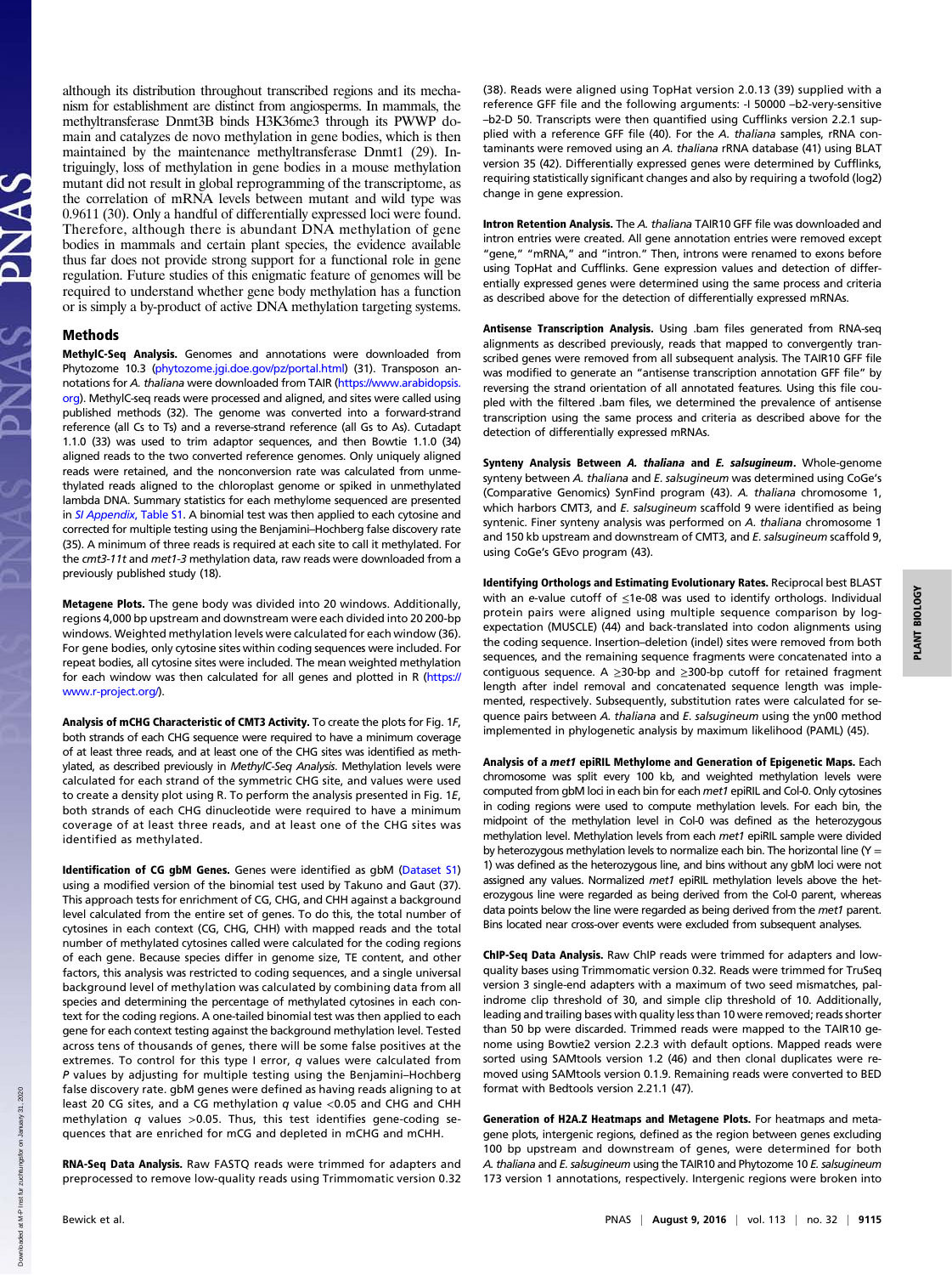although its distribution throughout transcribed regions and its mechanism for establishment are distinct from angiosperms. In mammals, the methyltransferase Dnmt3B binds H3K36me3 through its PWWP domain and catalyzes de novo methylation in gene bodies, which is then maintained by the maintenance methyltransferase Dnmt1 (29). Intriguingly, loss of methylation in gene bodies in a mouse methylation mutant did not result in global reprogramming of the transcriptome, as the correlation of mRNA levels between mutant and wild type was 0.9611 (30). Only a handful of differentially expressed loci were found. Therefore, although there is abundant DNA methylation of gene bodies in mammals and certain plant species, the evidence available thus far does not provide strong support for a functional role in gene regulation. Future studies of this enigmatic feature of genomes will be required to understand whether gene body methylation has a function or is simply a by-product of active DNA methylation targeting systems.

## Methods

**MethylC-Seq Analysis.** Genomes and annotations were downloaded from Phytozome 10.3 (phytozome.jgi.doe.gov/pz/portal.html) (31). Transposon annotations for *A. thaliana* were downloaded from TAIR (https://www.arabidopsis.org). MethylC-seq reads were processed and aligned, and sites were called using published methods (32). The genome was converted into a forward-strand reference (all Cs to Ts) and a reverse-strand reference (all Gs to As). Cutadapt 1.1.0 (33) was used to trim adaptor sequences, and then Bowtie 1.1.0 (34) aligned reads to the two converted reference genomes. Only uniquely aligned reads were retained, and the nonconversion rate was calculated from unmethylated reads aligned to the chloroplast genome or spiked in unmethylated lambda DNA. Summary statistics for each methylome sequenced are presented in *SI Appendix*, Table S1. A binomial test was then applied to each cytosine and corrected for multiple testing using the Benjamini–Hochberg false discovery rate (35). A minimum of three reads is required at each site to call it methylated. For the *cmt3-11t* and *met1-3* methylation data, raw reads were downloaded from a previously published study (18).

**Metagene Plots.** The gene body was divided into 20 windows. Additionally, regions 4,000 bp upstream and downstream were each divided into 20 200-bp windows. Weighted methylation levels were calculated for each window (36). For gene bodies, only cytosine sites within coding sequences were included. For repeat bodies, all cytosine sites were included. The mean weighted methylation for each window was then calculated for all genes and plotted in R (https://www.r-project.org/).

**Analysis of mCHG Characteristic of CMT3 Activity.** To create the plots for Fig. 1*F*, both strands of each CHG sequence were required to have a minimum coverage of at least three reads, and at least one of the CHG sites was identified as methylated, as described previously in *MethylC-Seq Analysis.* Methylation levels were calculated for each strand of the symmetric CHG site, and values were used to create a density plot using R. To perform the analysis presented in Fig. 1*E*, both strands of each CHG dinucleotide were required to have a minimum coverage of at least three reads, and at least one of the CHG sites was identified as methylated.

**Identification of CG gbM Genes.** Genes were identified as gbM (Dataset S1) using a modified version of the binomial test used by Takuno and Gaut (37). This approach tests for enrichment of CG, CHG, and CHH against a background level calculated from the entire set of genes. To do this, the total number of cytosines in each context (CG, CHG, CHH) with mapped reads and the total number of methylated cytosines called were calculated for the coding regions of each gene. Because species differ in genome size, TE content, and other factors, this analysis was restricted to coding sequences, and a single universal background level of methylation was calculated by combining data from all species and determining the percentage of methylated cytosines in each context for the coding regions. A one-tailed binomial test was then applied to each gene for each context testing against the background methylation level. Tested across tens of thousands of genes, there will be some false positives at the extremes. To control for this type I error, *q* values were calculated from *P* values by adjusting for multiple testing using the Benjamini–Hochberg false discovery rate. gbM genes were defined as having reads aligning to at least 20 CG sites, and a CG methylation *q* value <0.05 and CHG and CHH methylation *q* values >0.05. Thus, this test identifies gene-coding sequences that are enriched for mCG and depleted in mCHG and mCHH.

**RNA-Seq Data Analysis.** Raw FASTQ reads were trimmed for adapters and preprocessed to remove low-quality reads using Trimmomatic version 0.32 (38). Reads were aligned using TopHat version 2.0.13 (39) supplied with a reference GFF file and the following arguments: -I 50000 –b2-very-sensitive –b2-D 50. Transcripts were then quantified using Cufflinks version 2.2.1 supplied with a reference GFF file (40). For the *A. thaliana* samples, rRNA contaminants were removed using an *A. thaliana* rRNA database (41) using BLAT version 35 (42). Differentially expressed genes were determined by Cufflinks, requiring statistically significant changes and also by requiring a twofold (log2) change in gene expression.

**Intron Retention Analysis.** The *A. thaliana* TAIR10 GFF file was downloaded and intron entries were created. All gene annotation entries were removed except "gene," "mRNA," and "intron." Then, introns were renamed to exons before using TopHat and Cufflinks. Gene expression values and detection of differentially expressed genes were determined using the same process and criteria as described above for the detection of differentially expressed mRNAs.

**Antisense Transcription Analysis.** Using .bam files generated from RNA-seq alignments as described previously, reads that mapped to convergently transcribed genes were removed from all subsequent analysis. The TAIR10 GFF file was modified to generate an "antisense transcription annotation GFF file" by reversing the strand orientation of all annotated features. Using this file coupled with the filtered .bam files, we determined the prevalence of antisense transcription using the same process and criteria as described above for the detection of differentially expressed mRNAs.

**Synteny Analysis Between *A. thaliana* and *E. salsugineum*.** Whole-genome synteny between *A. thaliana* and *E. salsugineum* was determined using CoGe's (Comparative Genomics) SynFind program (43). *A. thaliana* chromosome 1, which harbors CMT3, and *E. salsugineum* scaffold 9 were identified as being syntenic. Finer synteny analysis was performed on *A. thaliana* chromosome 1 and 150 kb upstream and downstream of CMT3, and *E. salsugineum* scaffold 9, using CoGe's GEvo program (43).

**Identifying Orthologs and Estimating Evolutionary Rates.** Reciprocal best BLAST with an e-value cutoff of ≤1e-08 was used to identify orthologs. Individual protein pairs were aligned using multiple sequence comparison by log-expectation (MUSCLE) (44) and back-translated into codon alignments using the coding sequence. Insertion–deletion (indel) sites were removed from both sequences, and the remaining sequence fragments were concatenated into a contiguous sequence. A ≥30-bp and ≥300-bp cutoff for retained fragment length after indel removal and concatenated sequence length was implemented, respectively. Subsequently, substitution rates were calculated for sequence pairs between *A. thaliana* and *E. salsugineum* using the yn00 method implemented in phylogenetic analysis by maximum likelihood (PAML) (45).

**Analysis of a *met1* epiRIL Methylome and Generation of Epigenetic Maps.** Each chromosome was split every 100 kb, and weighted methylation levels were computed from gbM loci in each bin for each *met1* epiRIL and Col-0. Only cytosines in coding regions were used to compute methylation levels. For each bin, the midpoint of the methylation level in Col-0 was defined as the heterozygous methylation level. Methylation levels from each *met1* epiRIL sample were divided by heterozygous methylation levels to normalize each bin. The horizontal line (Y = 1) was defined as the heterozygous line, and bins without any gbM loci were not assigned any values. Normalized *met1* epiRIL methylation levels above the heterozygous line were regarded as being derived from the Col-0 parent, whereas data points below the line were regarded as being derived from the *met1* parent. Bins located near cross-over events were excluded from subsequent analyses.

**ChIP-Seq Data Analysis.** Raw ChIP reads were trimmed for adapters and low-quality bases using Trimmomatic version 0.32. Reads were trimmed for TruSeq version 3 single-end adapters with a maximum of two seed mismatches, palindrome clip threshold of 30, and simple clip threshold of 10. Additionally, leading and trailing bases with quality less than 10 were removed; reads shorter than 50 bp were discarded. Trimmed reads were mapped to the TAIR10 genome using Bowtie2 version 2.2.3 with default options. Mapped reads were sorted using SAMtools version 1.2 (46) and then clonal duplicates were removed using SAMtools version 0.1.9. Remaining reads were converted to BED format with Bedtools version 2.21.1 (47).

**Generation of H2A.Z Heatmaps and Metagene Plots.** For heatmaps and metagene plots, intergenic regions, defined as the region between genes excluding 100 bp upstream and downstream of genes, were determined for both *A. thaliana* and *E. salsugineum* using the TAIR10 and Phytozome 10 *E. salsugineum* 173 version 1 annotations, respectively. Intergenic regions were broken into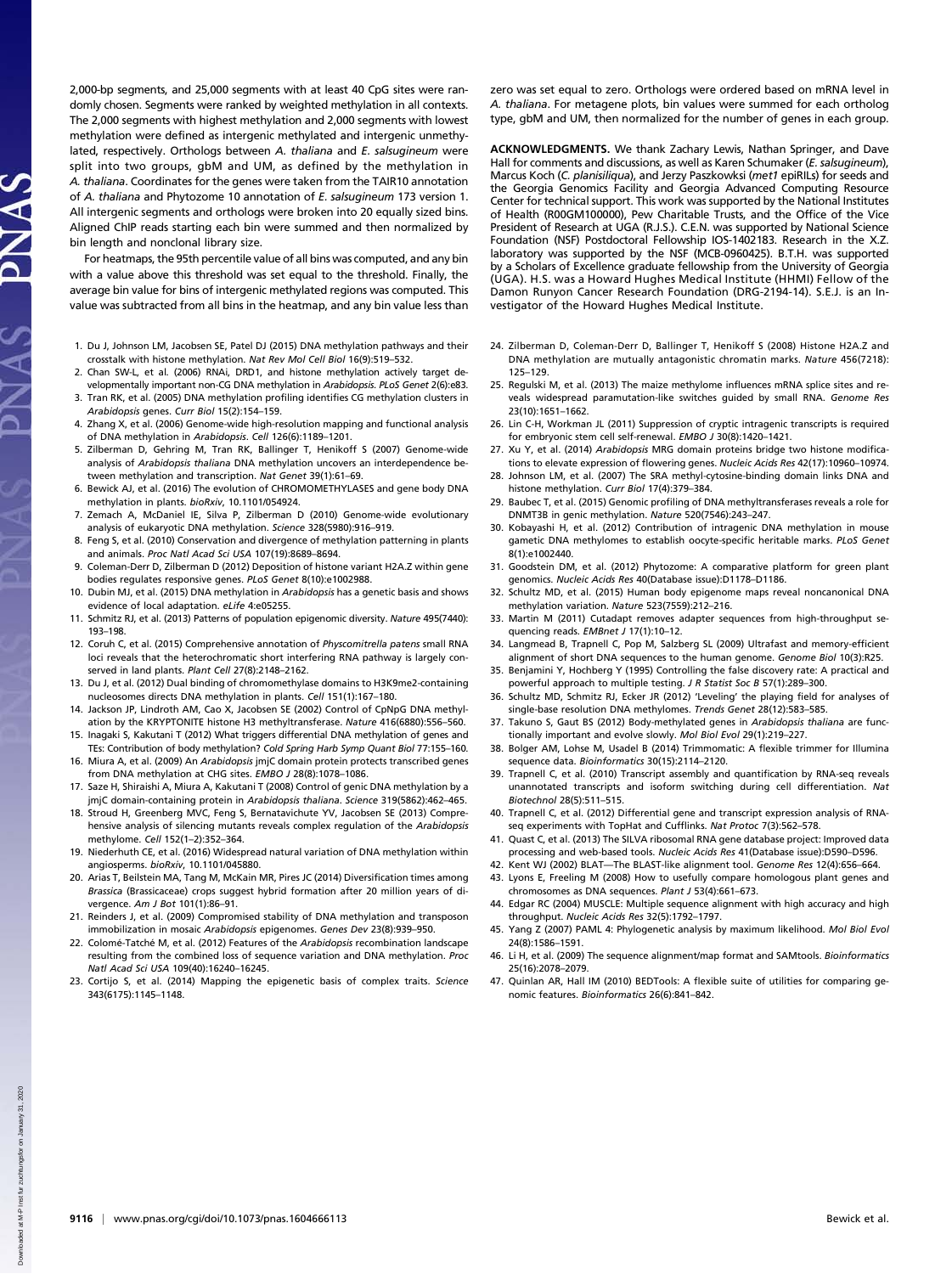2,000-bp segments, and 25,000 segments with at least 40 CpG sites were randomly chosen. Segments were ranked by weighted methylation in all contexts. The 2,000 segments with highest methylation and 2,000 segments with lowest methylation were defined as intergenic methylated and intergenic unmethylated, respectively. Orthologs between *A. thaliana* and *E. salsugineum* were split into two groups, gbM and UM, as defined by the methylation in *A. thaliana*. Coordinates for the genes were taken from the TAIR10 annotation of *A. thaliana* and Phytozome 10 annotation of *E. salsugineum* 173 version 1. All intergenic segments and orthologs were broken into 20 equally sized bins. Aligned ChIP reads starting each bin were summed and then normalized by bin length and nonclonal library size.

For heatmaps, the 95th percentile value of all bins was computed, and any bin with a value above this threshold was set equal to the threshold. Finally, the average bin value for bins of intergenic methylated regions was computed. This value was subtracted from all bins in the heatmap, and any bin value less than zero was set equal to zero. Orthologs were ordered based on mRNA level in *A. thaliana*. For metagene plots, bin values were summed for each ortholog type, gbM and UM, then normalized for the number of genes in each group.

**ACKNOWLEDGMENTS.** We thank Zachary Lewis, Nathan Springer, and Dave Hall for comments and discussions, as well as Karen Schumaker (*E. salsugineum*), Marcus Koch (*C. planisiliqua*), and Jerzy Paszkowski (*met1* epiRILs) for seeds and the Georgia Genomics Facility and Georgia Advanced Computing Resource Center for technical support. This work was supported by the National Institutes of Health (R00GM100000), Pew Charitable Trusts, and the Office of the Vice President of Research at UGA (R.J.S.). C.E.N. was supported by National Science Foundation (NSF) Postdoctoral Fellowship IOS-1402183. Research in the X.Z. laboratory was supported by the NSF (MCB-0960425). B.T.H. was supported by a Scholars of Excellence graduate fellowship from the University of Georgia (UGA). H.S. was a Howard Hughes Medical Institute (HHMI) Fellow of the Damon Runyon Cancer Research Foundation (DRG-2194-14). S.E.J. is an Investigator of the Howard Hughes Medical Institute.

1. Du J, Johnson LM, Jacobsen SE, Patel DJ (2015) DNA methylation pathways and their crosstalk with histone methylation. *Nat Rev Mol Cell Biol* 16(9):519–532.
2. Chan SW-L, et al. (2006) RNAi, DRD1, and histone methylation actively target developmentally important non-CG DNA methylation in Arabidopsis. *PLoS Genet* 2(6):e83.
3. Tran RK, et al. (2005) DNA methylation profiling identifies CG methylation clusters in *Arabidopsis* genes. *Curr Biol* 15(2):154–159.
4. Zhang X, et al. (2006) Genome-wide high-resolution mapping and functional analysis of DNA methylation in *Arabidopsis*. *Cell* 126(6):1189–1201.
5. Zilberman D, Gehring M, Tran RK, Ballinger T, Henikoff S (2007) Genome-wide analysis of *Arabidopsis thaliana* DNA methylation uncovers an interdependence between methylation and transcription. *Nat Genet* 39(1):61–69.
6. Bewick AJ, et al. (2016) The evolution of CHROMOMETHYLASES and gene body DNA methylation in plants. *bioRxiv*, 10.1101/054924.
7. Zemach A, McDaniel IE, Silva P, Zilberman D (2010) Genome-wide evolutionary analysis of eukaryotic DNA methylation. *Science* 328(5980):916–919.
8. Feng S, et al. (2010) Conservation and divergence of methylation patterning in plants and animals. *Proc Natl Acad Sci USA* 107(19):8689–8694.
9. Coleman-Derr D, Zilberman D (2012) Deposition of histone variant H2A.Z within gene bodies regulates responsive genes. *PLoS Genet* 8(10):e1002988.
10. Dubin MJ, et al. (2015) DNA methylation in *Arabidopsis* has a genetic basis and shows evidence of local adaptation. *eLife* 4:e05255.
11. Schmitz RJ, et al. (2013) Patterns of population epigenomic diversity. *Nature* 495(7440): 193–198.
12. Coruh C, et al. (2015) Comprehensive annotation of *Physcomitrella patens* small RNA loci reveals that the heterochromatic short interfering RNA pathway is largely conserved in land plants. *Plant Cell* 27(8):2148–2162.
13. Du J, et al. (2012) Dual binding of chromomethylase domains to H3K9me2-containing nucleosomes directs DNA methylation in plants. *Cell* 151(1):167–180.
14. Jackson JP, Lindroth AM, Cao X, Jacobsen SE (2002) Control of CpNpG DNA methylation by the KRYPTONITE histone H3 methyltransferase. *Nature* 416(6880):556–560.
15. Inagaki S, Kakutani T (2012) What triggers differential DNA methylation of genes and TEs: Contribution of body methylation? *Cold Spring Harb Symp Quant Biol* 77:155–160.
16. Miura A, et al. (2009) An *Arabidopsis* jmjC domain protein protects transcribed genes from DNA methylation at CHG sites. *EMBO J* 28(8):1078–1086.
17. Saze H, Shiraishi A, Miura A, Kakutani T (2008) Control of genic DNA methylation by a jmjC domain-containing protein in *Arabidopsis thaliana*. *Science* 319(5862):462–465.
18. Stroud H, Greenberg MVC, Feng S, Bernatavichute YV, Jacobsen SE (2013) Comprehensive analysis of silencing mutants reveals complex regulation of the *Arabidopsis* methylome. *Cell* 152(1–2):352–364.
19. Niederhuth CE, et al. (2016) Widespread natural variation of DNA methylation within angiosperms. *bioRxiv*, 10.1101/045880.
20. Arias T, Beilstein MA, Tang M, McKain MR, Pires JC (2014) Diversification times among *Brassica* (Brassicaceae) crops suggest hybrid formation after 20 million years of divergence. *Am J Bot* 101(1):86–91.
21. Reinders J, et al. (2009) Compromised stability of DNA methylation and transposon immobilization in mosaic *Arabidopsis* epigenomes. *Genes Dev* 23(8):939–950.
22. Colomé-Tatché M, et al. (2012) Features of the *Arabidopsis* recombination landscape resulting from the combined loss of sequence variation and DNA methylation. *Proc Natl Acad Sci USA* 109(40):16240–16245.
23. Cortijo S, et al. (2014) Mapping the epigenetic basis of complex traits. *Science* 343(6175):1145–1148.
24. Zilberman D, Coleman-Derr D, Ballinger T, Henikoff S (2008) Histone H2A.Z and DNA methylation are mutually antagonistic chromatin marks. *Nature* 456(7218): 125–129.
25. Regulski M, et al. (2013) The maize methylome influences mRNA splice sites and reveals widespread paramutation-like switches guided by small RNA. *Genome Res* 23(10):1651–1662.
26. Lin C-H, Workman JL (2011) Suppression of cryptic intragenic transcripts is required for embryonic stem cell self-renewal. *EMBO J* 30(8):1420–1421.
27. Xu Y, et al. (2014) *Arabidopsis* MRG domain proteins bridge two histone modifications to elevate expression of flowering genes. *Nucleic Acids Res* 42(17):10960–10974.
28. Johnson LM, et al. (2007) The SRA methyl-cytosine-binding domain links DNA and histone methylation. *Curr Biol* 17(4):379–384.
29. Baubec T, et al. (2015) Genomic profiling of DNA methyltransferases reveals a role for DNMT3B in genic methylation. *Nature* 520(7546):243–247.
30. Kobayashi H, et al. (2012) Contribution of intragenic DNA methylation in mouse gametic DNA methylomes to establish oocyte-specific heritable marks. *PLoS Genet* 8(1):e1002440.
31. Goodstein DM, et al. (2012) Phytozome: A comparative platform for green plant genomics. *Nucleic Acids Res* 40(Database issue):D1178–D1186.
32. Schultz MD, et al. (2015) Human body epigenome maps reveal noncanonical DNA methylation variation. *Nature* 523(7559):212–216.
33. Martin M (2011) Cutadapt removes adapter sequences from high-throughput sequencing reads. *EMBnet J* 17(1):10–12.
34. Langmead B, Trapnell C, Pop M, Salzberg SL (2009) Ultrafast and memory-efficient alignment of short DNA sequences to the human genome. *Genome Biol* 10(3):R25.
35. Benjamini Y, Hochberg Y (1995) Controlling the false discovery rate: A practical and powerful approach to multiple testing. *J R Statist Soc B* 57(1):289–300.
36. Schultz MD, Schmitz RJ, Ecker JR (2012) 'Leveling' the playing field for analyses of single-base resolution DNA methylomes. *Trends Genet* 28(12):583–585.
37. Takuno S, Gaut BS (2012) Body-methylated genes in *Arabidopsis thaliana* are functionally important and evolve slowly. *Mol Biol Evol* 29(1):219–227.
38. Bolger AM, Lohse M, Usadel B (2014) Trimmomatic: A flexible trimmer for Illumina sequence data. *Bioinformatics* 30(15):2114–2120.
39. Trapnell C, et al. (2010) Transcript assembly and quantification by RNA-seq reveals unannotated transcripts and isoform switching during cell differentiation. *Nat Biotechnol* 28(5):511–515.
40. Trapnell C, et al. (2012) Differential gene and transcript expression analysis of RNA-seq experiments with TopHat and Cufflinks. *Nat Protoc* 7(3):562–578.
41. Quast C, et al. (2013) The SILVA ribosomal RNA gene database project: Improved data processing and web-based tools. *Nucleic Acids Res* 41(Database issue):D590–D596.
42. Kent WJ (2002) BLAT—The BLAST-like alignment tool. *Genome Res* 12(4):656–664.
43. Lyons E, Freeling M (2008) How to usefully compare homologous plant genes and chromosomes as DNA sequences. *Plant J* 53(4):661–673.
44. Edgar RC (2004) MUSCLE: Multiple sequence alignment with high accuracy and high throughput. *Nucleic Acids Res* 32(5):1792–1797.
45. Yang Z (2007) PAML 4: Phylogenetic analysis by maximum likelihood. *Mol Biol Evol* 24(8):1586–1591.
46. Li H, et al. (2009) The sequence alignment/map format and SAMtools. *Bioinformatics* 25(16):2078–2079.
47. Quinlan AR, Hall IM (2010) BEDTools: A flexible suite of utilities for comparing genomic features. *Bioinformatics* 26(6):841–842.